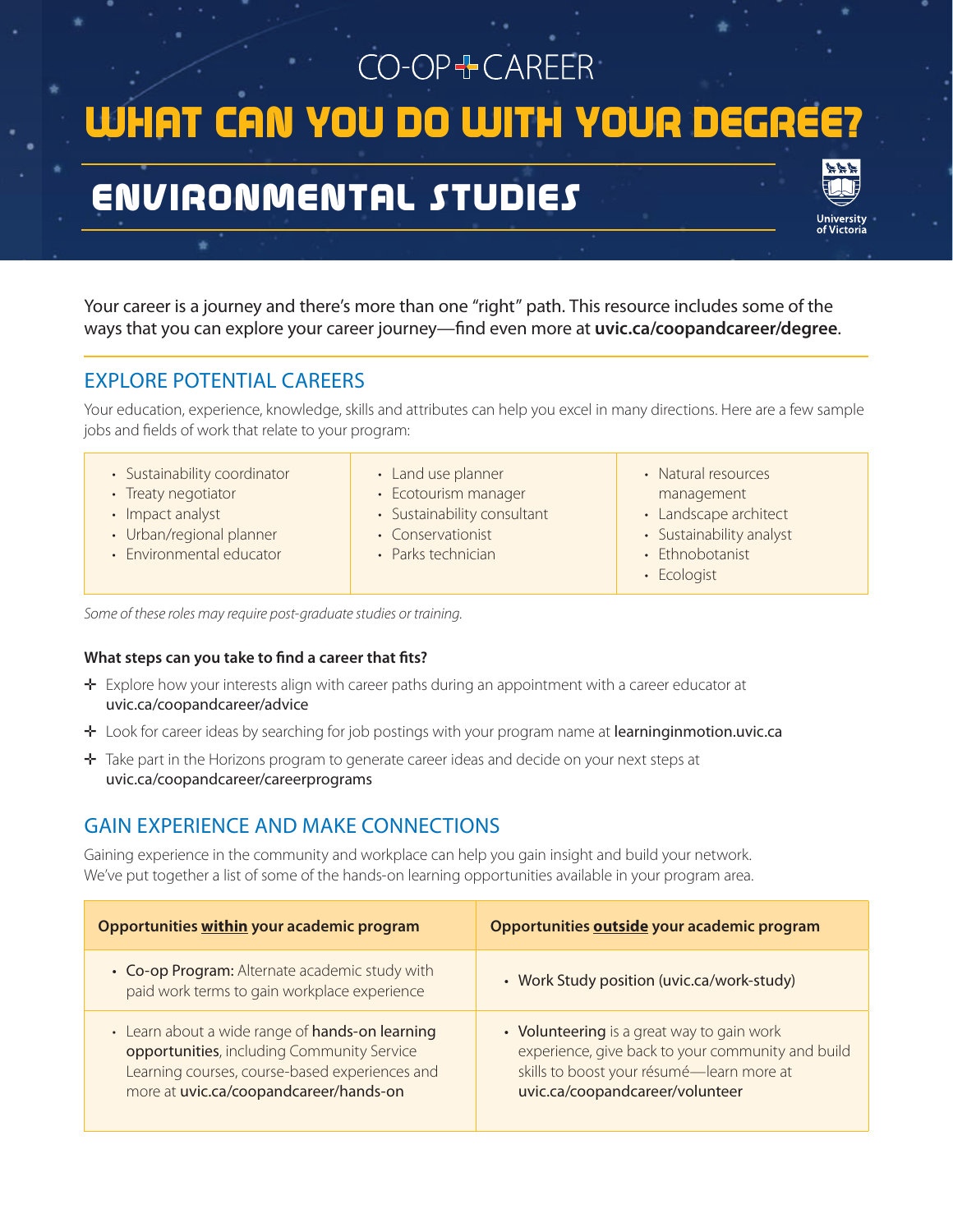CO-OP + CAREER

# WHAT CAN YOU DO WITH YOUR DEGREE?

## ENVIRONMENTAL STUDIES

University of Victoria

Your career is a journey and there's more than one "right" path. This resource includes some of the ways that you can explore your career journey—find even more at **uvic.ca/coopandcareer/degree**.

## EXPLORE POTENTIAL CAREERS

Your education, experience, knowledge, skills and attributes can help you excel in many directions. Here are a few sample jobs and fields of work that relate to your program:

- Sustainability coordinator
- Treaty negotiator
- Impact analyst
- Urban/regional planner
- Environmental educator
- Land use planner
- Ecotourism manager
- Sustainability consultant
- Conservationist
- Parks technician
- Natural resources management
- Landscape architect
- Sustainability analyst
- Ethnobotanist
- Ecologist

*Some of these roles may require post-graduate studies or training.*

**What steps can you take to find a career that fits?**

- Explore how your interests align with career paths during an appointment with a career educator at uvic.ca/coopandcareer/advice
- Look for career ideas by searching for job postings with your program name at learninginmotion.uvic.ca
- Take part in the Horizons program to generate career ideas and decide on your next steps at uvic.ca/coopandcareer/careerprograms

## GAIN EXPERIENCE AND MAKE CONNECTIONS

Gaining experience in the community and workplace can help you gain insight and build your network. We've put together a list of some of the hands-on learning opportunities available in your program area.

| Opportunities within your academic program | Opportunities outside your academic program |
| --- | --- |
| • **Co-op Program:** Alternate academic study with paid work terms to gain workplace experience | • Work Study position (uvic.ca/work-study) |
| • Learn about a wide range of **hands-on learning opportunities**, including Community Service Learning courses, course-based experiences and more at **uvic.ca/coopandcareer/hands-on** | • **Volunteering** is a great way to gain work experience, give back to your community and build skills to boost your résumé—learn more at **uvic.ca/coopandcareer/volunteer** |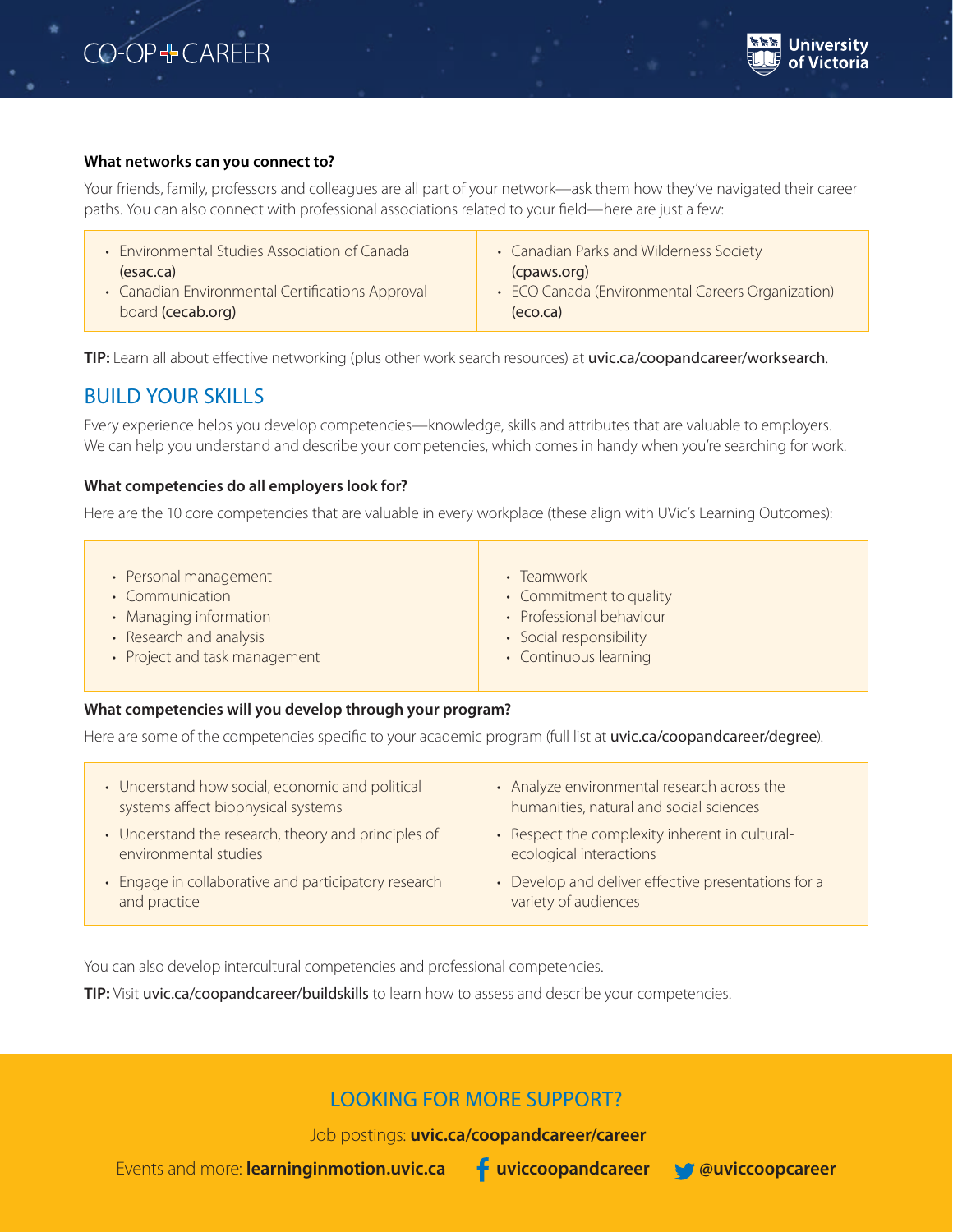**What networks can you connect to?**

Your friends, family, professors and colleagues are all part of your network—ask them how they've navigated their career paths. You can also connect with professional associations related to your field—here are just a few:

- Environmental Studies Association of Canada (esac.ca)
- Canadian Environmental Certifications Approval board (cecab.org)
- Canadian Parks and Wilderness Society (cpaws.org)
- ECO Canada (Environmental Careers Organization) (eco.ca)

**TIP:** Learn all about effective networking (plus other work search resources) at uvic.ca/coopandcareer/worksearch.

## BUILD YOUR SKILLS

Every experience helps you develop competencies—knowledge, skills and attributes that are valuable to employers. We can help you understand and describe your competencies, which comes in handy when you're searching for work.

**What competencies do all employers look for?**

Here are the 10 core competencies that are valuable in every workplace (these align with UVic's Learning Outcomes):

- Personal management
- Communication
- Managing information
- Research and analysis
- Project and task management
- Teamwork
- Commitment to quality
- Professional behaviour
- Social responsibility
- Continuous learning

**What competencies will you develop through your program?**

Here are some of the competencies specific to your academic program (full list at uvic.ca/coopandcareer/degree).

- Understand how social, economic and political systems affect biophysical systems
- Understand the research, theory and principles of environmental studies
- Engage in collaborative and participatory research and practice
- Analyze environmental research across the humanities, natural and social sciences
- Respect the complexity inherent in cultural-ecological interactions
- Develop and deliver effective presentations for a variety of audiences

You can also develop intercultural competencies and professional competencies.

**TIP:** Visit uvic.ca/coopandcareer/buildskills to learn how to assess and describe your competencies.

## LOOKING FOR MORE SUPPORT?

Job postings: **uvic.ca/coopandcareer/career**

Events and more: **learninginmotion.uvic.ca** **uviccoopandcareer** **@uviccoopcareer**